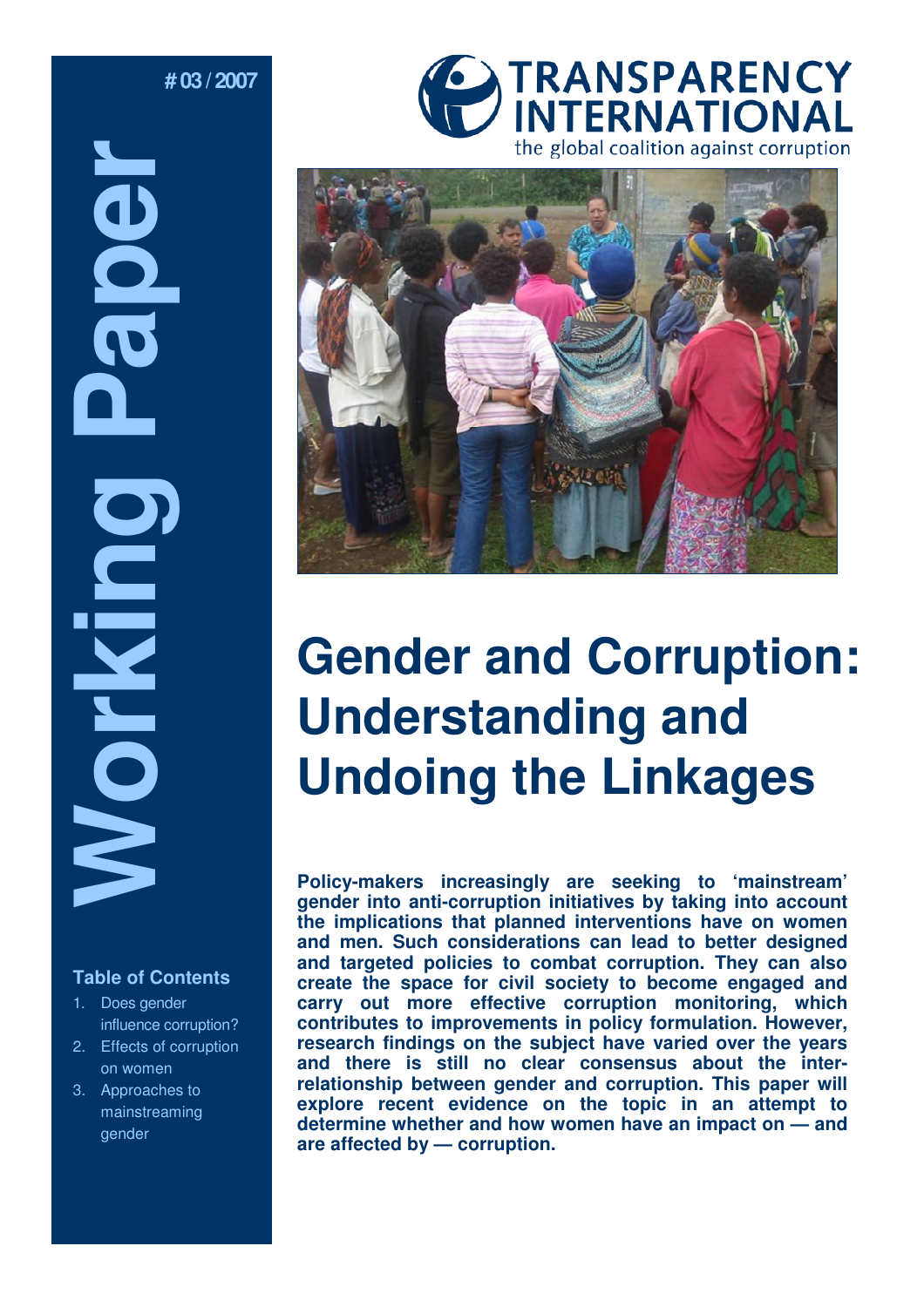# 03 / 2007

**Working Paper**

TRANSPARENCY INTERNATIONAL
the global coalition against corruption

# Gender and Corruption: Understanding and Undoing the Linkages

**Policy-makers increasingly are seeking to 'mainstream' gender into anti-corruption initiatives by taking into account the implications that planned interventions have on women and men. Such considerations can lead to better designed and targeted policies to combat corruption. They can also create the space for civil society to become engaged and carry out more effective corruption monitoring, which contributes to improvements in policy formulation. However, research findings on the subject have varied over the years and there is still no clear consensus about the inter-relationship between gender and corruption. This paper will explore recent evidence on the topic in an attempt to determine whether and how women have an impact on — and are affected by — corruption.**

## Table of Contents

1. Does gender influence corruption?
2. Effects of corruption on women
3. Approaches to mainstreaming gender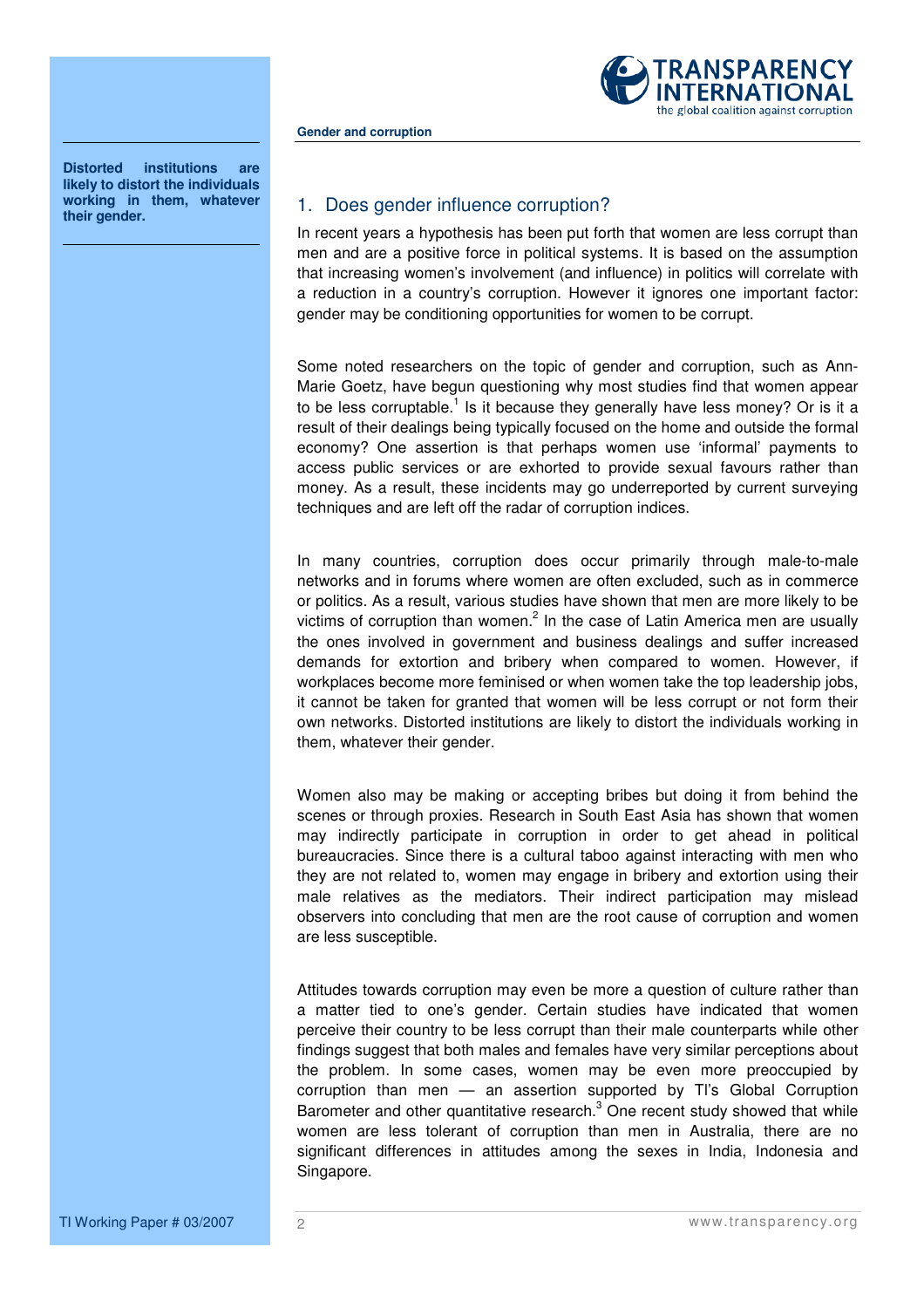**Distorted institutions are likely to distort the individuals working in them, whatever their gender.**

## 1. Does gender influence corruption?

In recent years a hypothesis has been put forth that women are less corrupt than men and are a positive force in political systems. It is based on the assumption that increasing women's involvement (and influence) in politics will correlate with a reduction in a country's corruption. However it ignores one important factor: gender may be conditioning opportunities for women to be corrupt.

Some noted researchers on the topic of gender and corruption, such as Ann-Marie Goetz, have begun questioning why most studies find that women appear to be less corruptable.[1] Is it because they generally have less money? Or is it a result of their dealings being typically focused on the home and outside the formal economy? One assertion is that perhaps women use 'informal' payments to access public services or are exhorted to provide sexual favours rather than money. As a result, these incidents may go underreported by current surveying techniques and are left off the radar of corruption indices.

In many countries, corruption does occur primarily through male-to-male networks and in forums where women are often excluded, such as in commerce or politics. As a result, various studies have shown that men are more likely to be victims of corruption than women.[2] In the case of Latin America men are usually the ones involved in government and business dealings and suffer increased demands for extortion and bribery when compared to women. However, if workplaces become more feminised or when women take the top leadership jobs, it cannot be taken for granted that women will be less corrupt or not form their own networks. Distorted institutions are likely to distort the individuals working in them, whatever their gender.

Women also may be making or accepting bribes but doing it from behind the scenes or through proxies. Research in South East Asia has shown that women may indirectly participate in corruption in order to get ahead in political bureaucracies. Since there is a cultural taboo against interacting with men who they are not related to, women may engage in bribery and extortion using their male relatives as the mediators. Their indirect participation may mislead observers into concluding that men are the root cause of corruption and women are less susceptible.

Attitudes towards corruption may even be more a question of culture rather than a matter tied to one's gender. Certain studies have indicated that women perceive their country to be less corrupt than their male counterparts while other findings suggest that both males and females have very similar perceptions about the problem. In some cases, women may be even more preoccupied by corruption than men — an assertion supported by TI's Global Corruption Barometer and other quantitative research.[3] One recent study showed that while women are less tolerant of corruption than men in Australia, there are no significant differences in attitudes among the sexes in India, Indonesia and Singapore.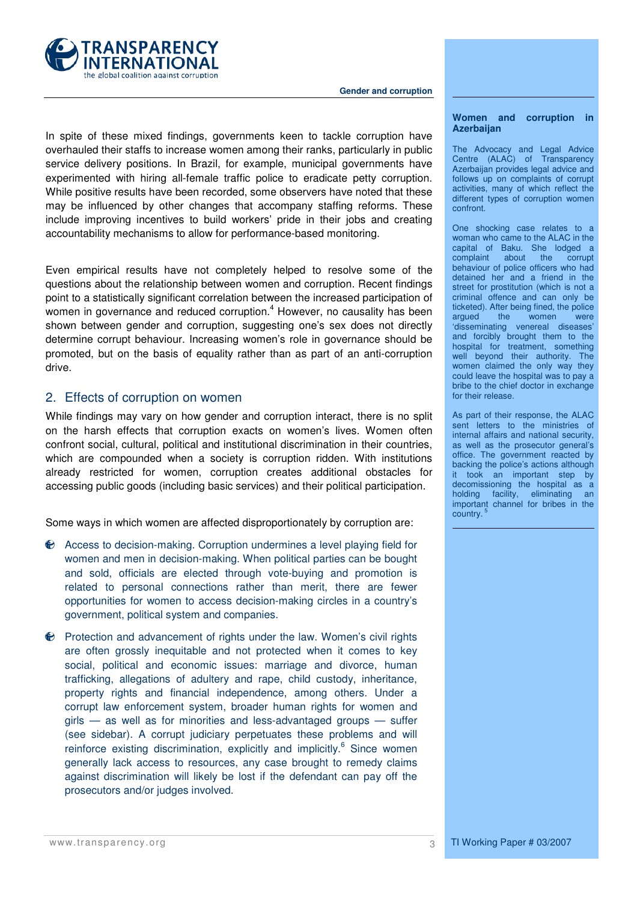In spite of these mixed findings, governments keen to tackle corruption have overhauled their staffs to increase women among their ranks, particularly in public service delivery positions. In Brazil, for example, municipal governments have experimented with hiring all-female traffic police to eradicate petty corruption. While positive results have been recorded, some observers have noted that these may be influenced by other changes that accompany staffing reforms. These include improving incentives to build workers' pride in their jobs and creating accountability mechanisms to allow for performance-based monitoring.

Even empirical results have not completely helped to resolve some of the questions about the relationship between women and corruption. Recent findings point to a statistically significant correlation between the increased participation of women in governance and reduced corruption.[4] However, no causality has been shown between gender and corruption, suggesting one's sex does not directly determine corrupt behaviour. Increasing women's role in governance should be promoted, but on the basis of equality rather than as part of an anti-corruption drive.

## 2. Effects of corruption on women

While findings may vary on how gender and corruption interact, there is no split on the harsh effects that corruption exacts on women's lives. Women often confront social, cultural, political and institutional discrimination in their countries, which are compounded when a society is corruption ridden. With institutions already restricted for women, corruption creates additional obstacles for accessing public goods (including basic services) and their political participation.

Some ways in which women are affected disproportionately by corruption are:

- Access to decision-making. Corruption undermines a level playing field for women and men in decision-making. When political parties can be bought and sold, officials are elected through vote-buying and promotion is related to personal connections rather than merit, there are fewer opportunities for women to access decision-making circles in a country's government, political system and companies.
- Protection and advancement of rights under the law. Women's civil rights are often grossly inequitable and not protected when it comes to key social, political and economic issues: marriage and divorce, human trafficking, allegations of adultery and rape, child custody, inheritance, property rights and financial independence, among others. Under a corrupt law enforcement system, broader human rights for women and girls — as well as for minorities and less-advantaged groups — suffer (see sidebar). A corrupt judiciary perpetuates these problems and will reinforce existing discrimination, explicitly and implicitly.[6] Since women generally lack access to resources, any case brought to remedy claims against discrimination will likely be lost if the defendant can pay off the prosecutors and/or judges involved.

**Women and corruption in Azerbaijan**

The Advocacy and Legal Advice Centre (ALAC) of Transparency Azerbaijan provides legal advice and follows up on complaints of corrupt activities, many of which reflect the different types of corruption women confront.

One shocking case relates to a woman who came to the ALAC in the capital of Baku. She lodged a complaint about the corrupt behaviour of police officers who had detained her and a friend in the street for prostitution (which is not a criminal offence and can only be ticketed). After being fined, the police argued the women were 'disseminating venereal diseases' and forcibly brought them to the hospital for treatment, something well beyond their authority. The women claimed the only way they could leave the hospital was to pay a bribe to the chief doctor in exchange for their release.

As part of their response, the ALAC sent letters to the ministries of internal affairs and national security, as well as the prosecutor general's office. The government reacted by backing the police's actions although it took an important step by decomissioning the hospital as a holding facility, eliminating an important channel for bribes in the country.[5]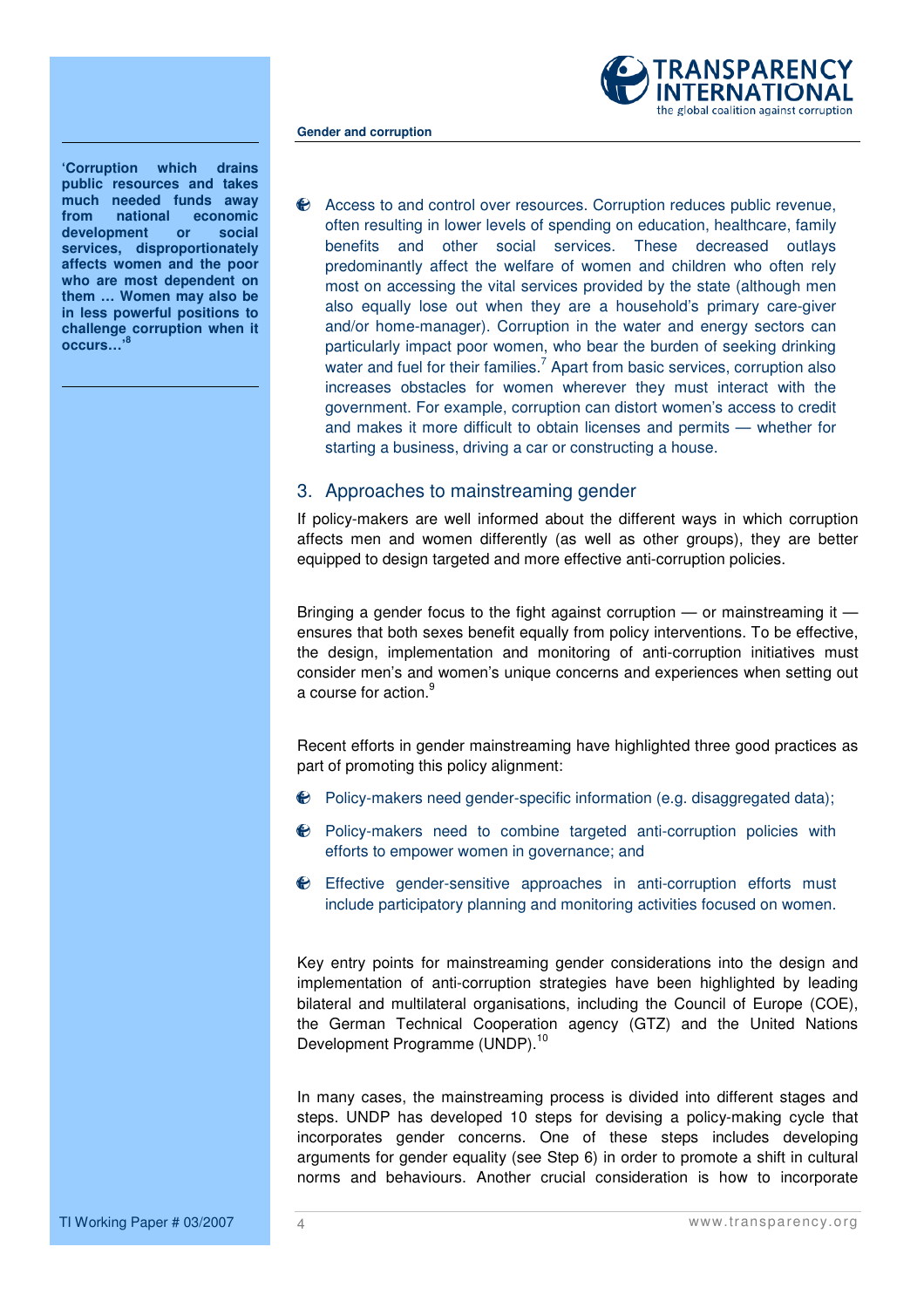**'Corruption which drains public resources and takes much needed funds away from national economic development or social services, disproportionately affects women and the poor who are most dependent on them … Women may also be in less powerful positions to challenge corruption when it occurs…'[8]**

- Access to and control over resources. Corruption reduces public revenue, often resulting in lower levels of spending on education, healthcare, family benefits and other social services. These decreased outlays predominantly affect the welfare of women and children who often rely most on accessing the vital services provided by the state (although men also equally lose out when they are a household's primary care-giver and/or home-manager). Corruption in the water and energy sectors can particularly impact poor women, who bear the burden of seeking drinking water and fuel for their families.[7] Apart from basic services, corruption also increases obstacles for women wherever they must interact with the government. For example, corruption can distort women's access to credit and makes it more difficult to obtain licenses and permits — whether for starting a business, driving a car or constructing a house.

## 3. Approaches to mainstreaming gender

If policy-makers are well informed about the different ways in which corruption affects men and women differently (as well as other groups), they are better equipped to design targeted and more effective anti-corruption policies.

Bringing a gender focus to the fight against corruption — or mainstreaming it — ensures that both sexes benefit equally from policy interventions. To be effective, the design, implementation and monitoring of anti-corruption initiatives must consider men's and women's unique concerns and experiences when setting out a course for action.[9]

Recent efforts in gender mainstreaming have highlighted three good practices as part of promoting this policy alignment:

- Policy-makers need gender-specific information (e.g. disaggregated data);
- Policy-makers need to combine targeted anti-corruption policies with efforts to empower women in governance; and
- Effective gender-sensitive approaches in anti-corruption efforts must include participatory planning and monitoring activities focused on women.

Key entry points for mainstreaming gender considerations into the design and implementation of anti-corruption strategies have been highlighted by leading bilateral and multilateral organisations, including the Council of Europe (COE), the German Technical Cooperation agency (GTZ) and the United Nations Development Programme (UNDP).[10]

In many cases, the mainstreaming process is divided into different stages and steps. UNDP has developed 10 steps for devising a policy-making cycle that incorporates gender concerns. One of these steps includes developing arguments for gender equality (see Step 6) in order to promote a shift in cultural norms and behaviours. Another crucial consideration is how to incorporate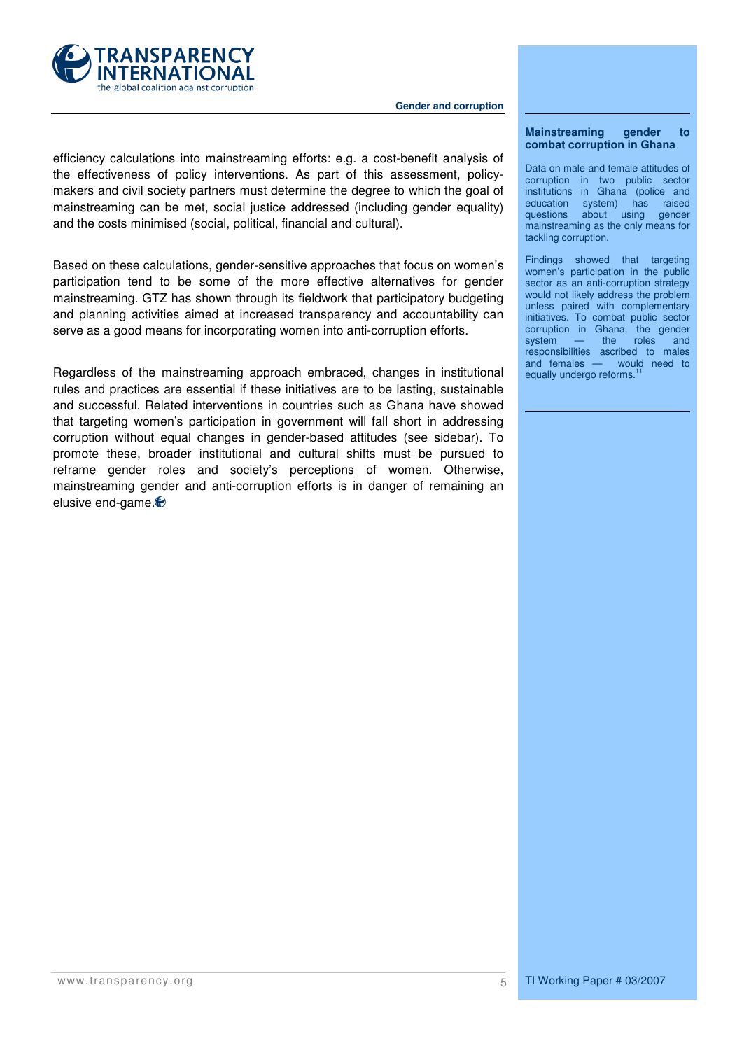efficiency calculations into mainstreaming efforts: e.g. a cost-benefit analysis of the effectiveness of policy interventions. As part of this assessment, policy-makers and civil society partners must determine the degree to which the goal of mainstreaming can be met, social justice addressed (including gender equality) and the costs minimised (social, political, financial and cultural).

Based on these calculations, gender-sensitive approaches that focus on women's participation tend to be some of the more effective alternatives for gender mainstreaming. GTZ has shown through its fieldwork that participatory budgeting and planning activities aimed at increased transparency and accountability can serve as a good means for incorporating women into anti-corruption efforts.

Regardless of the mainstreaming approach embraced, changes in institutional rules and practices are essential if these initiatives are to be lasting, sustainable and successful. Related interventions in countries such as Ghana have showed that targeting women's participation in government will fall short in addressing corruption without equal changes in gender-based attitudes (see sidebar). To promote these, broader institutional and cultural shifts must be pursued to reframe gender roles and society's perceptions of women. Otherwise, mainstreaming gender and anti-corruption efforts is in danger of remaining an elusive end-game.

**Mainstreaming gender to combat corruption in Ghana**

Data on male and female attitudes of corruption in two public sector institutions in Ghana (police and education system) has raised questions about using gender mainstreaming as the only means for tackling corruption.

Findings showed that targeting women's participation in the public sector as an anti-corruption strategy would not likely address the problem unless paired with complementary initiatives. To combat public sector corruption in Ghana, the gender system — the roles and responsibilities ascribed to males and females — would need to equally undergo reforms.[11]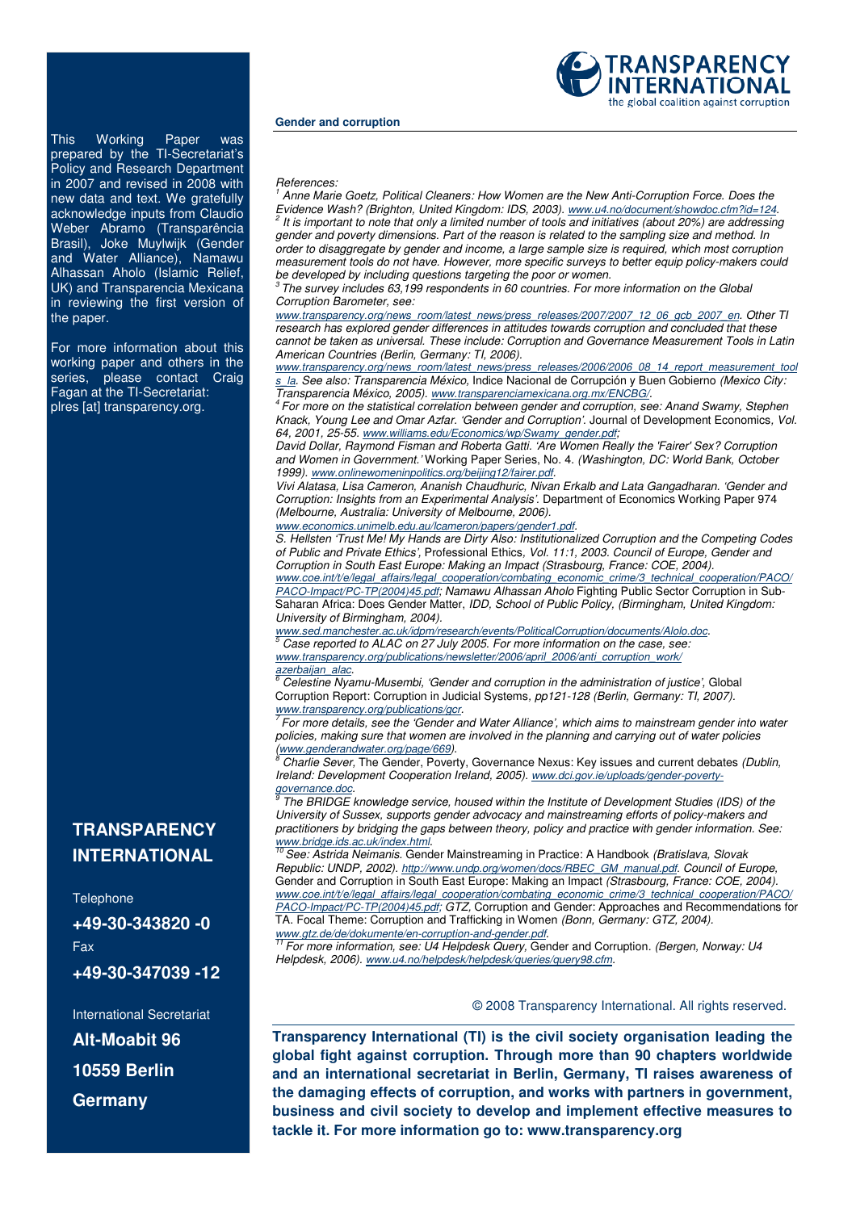This Working Paper was prepared by the TI-Secretariat's Policy and Research Department in 2007 and revised in 2008 with new data and text. We gratefully acknowledge inputs from Claudio Weber Abramo (Transparência Brasil), Joke Muylwijk (Gender and Water Alliance), Namawu Alhassan Aholo (Islamic Relief, UK) and Transparencia Mexicana in reviewing the first version of the paper.

For more information about this working paper and others in the series, please contact Craig Fagan at the TI-Secretariat: plres [at] transparency.org.

*References:*

[1] *Anne Marie Goetz, Political Cleaners: How Women are the New Anti-Corruption Force. Does the Evidence Wash? (Brighton, United Kingdom: IDS, 2003). www.u4.no/document/showdoc.cfm?id=124.*

[2] *It is important to note that only a limited number of tools and initiatives (about 20%) are addressing gender and poverty dimensions. Part of the reason is related to the sampling size and method. In order to disaggregate by gender and income, a large sample size is required, which most corruption measurement tools do not have. However, more specific surveys to better equip policy-makers could be developed by including questions targeting the poor or women.*

[3] *The survey includes 63,199 respondents in 60 countries. For more information on the Global Corruption Barometer, see: www.transparency.org/news_room/latest_news/press_releases/2007/2007_12_06_gcb_2007_en. Other TI research has explored gender differences in attitudes towards corruption and concluded that these cannot be taken as universal. These include: Corruption and Governance Measurement Tools in Latin American Countries (Berlin, Germany: TI, 2006). www.transparency.org/news_room/latest_news/press_releases/2006/2006_08_14_report_measurement_tools_la. See also: Transparencia México,* Indice Nacional de Corrupción y Buen Gobierno *(Mexico City: Transparencia México, 2005). www.transparenciamexicana.org.mx/ENCBG/.*

[4] *For more on the statistical correlation between gender and corruption, see: Anand Swamy, Stephen Knack, Young Lee and Omar Azfar. 'Gender and Corruption'.* Journal of Development Economics, *Vol. 64, 2001, 25-55. www.williams.edu/Economics/wp/Swamy_gender.pdf;*
*David Dollar, Raymond Fisman and Roberta Gatti. 'Are Women Really the 'Fairer' Sex? Corruption and Women in Government.' Working Paper Series, No. 4. (Washington, DC: World Bank, October 1999). www.onlinewomeninpolitics.org/beijing12/fairer.pdf.*
*Vivi Alatasa, Lisa Cameron, Ananish Chaudhuric, Nivan Erkalb and Lata Gangadharan. 'Gender and Corruption: Insights from an Experimental Analysis'. Department of Economics Working Paper 974 (Melbourne, Australia: University of Melbourne, 2006). www.economics.unimelb.edu.au/lcameron/papers/gender1.pdf.*
*S. Hellsten 'Trust Me! My Hands are Dirty Also: Institutionalized Corruption and the Competing Codes of Public and Private Ethics',* Professional Ethics, *Vol. 11:1, 2003. Council of Europe, Gender and Corruption in South East Europe: Making an Impact (Strasbourg, France: COE, 2004). www.coe.int/t/e/legal_affairs/legal_cooperation/combating_economic_crime/3_technical_cooperation/PACO/PACO-Impact/PC-TP(2004)45.pdf; Namawu Alhassan Aholo* Fighting Public Sector Corruption in Sub-Saharan Africa: Does Gender Matter, *IDD, School of Public Policy, (Birmingham, United Kingdom: University of Birmingham, 2004). www.sed.manchester.ac.uk/idpm/research/events/PoliticalCorruption/documents/Alolo.doc.*

[5] *Case reported to ALAC on 27 July 2005. For more information on the case, see: www.transparency.org/publications/newsletter/2006/april_2006/anti_corruption_work/azerbaijan_alac.*

[6] *Celestine Nyamu-Musembi, 'Gender and corruption in the administration of justice',* Global Corruption Report: Corruption in Judicial Systems, *pp121-128 (Berlin, Germany: TI, 2007). www.transparency.org/publications/gcr.*

[7] *For more details, see the 'Gender and Water Alliance', which aims to mainstream gender into water policies, making sure that women are involved in the planning and carrying out of water policies (www.genderandwater.org/page/669).*

[8] *Charlie Sever,* The Gender, Poverty, Governance Nexus: Key issues and current debates *(Dublin, Ireland: Development Cooperation Ireland, 2005). www.dci.gov.ie/uploads/gender-poverty-governance.doc.*

[9] *The BRIDGE knowledge service, housed within the Institute of Development Studies (IDS) of the University of Sussex, supports gender advocacy and mainstreaming efforts of policy-makers and practitioners by bridging the gaps between theory, policy and practice with gender information. See: www.bridge.ids.ac.uk/index.html.*

[10] *See: Astrida Neimanis.* Gender Mainstreaming in Practice: A Handbook *(Bratislava, Slovak Republic: UNDP, 2002). http://www.undp.org/women/docs/RBEC_GM_manual.pdf. Council of Europe,* Gender and Corruption in South East Europe: Making an Impact *(Strasbourg, France: COE, 2004). www.coe.int/t/e/legal_affairs/legal_cooperation/combating_economic_crime/3_technical_cooperation/PACO/PACO-Impact/PC-TP(2004)45.pdf; GTZ,* Corruption and Gender: Approaches and Recommendations for TA. Focal Theme: Corruption and Trafficking in Women *(Bonn, Germany: GTZ, 2004). www.gtz.de/de/dokumente/en-corruption-and-gender.pdf.*

[11] *For more information, see: U4 Helpdesk Query,* Gender and Corruption. *(Bergen, Norway: U4 Helpdesk, 2006). www.u4.no/helpdesk/helpdesk/queries/query98.cfm.*

© 2008 Transparency International. All rights reserved.

**Transparency International (TI) is the civil society organisation leading the global fight against corruption. Through more than 90 chapters worldwide and an international secretariat in Berlin, Germany, TI raises awareness of the damaging effects of corruption, and works with partners in government, business and civil society to develop and implement effective measures to tackle it. For more information go to: www.transparency.org**

**TRANSPARENCY INTERNATIONAL**

Telephone

**+49-30-343820 -0**

Fax

**+49-30-347039 -12**

International Secretariat

**Alt-Moabit 96**

**10559 Berlin**

**Germany**